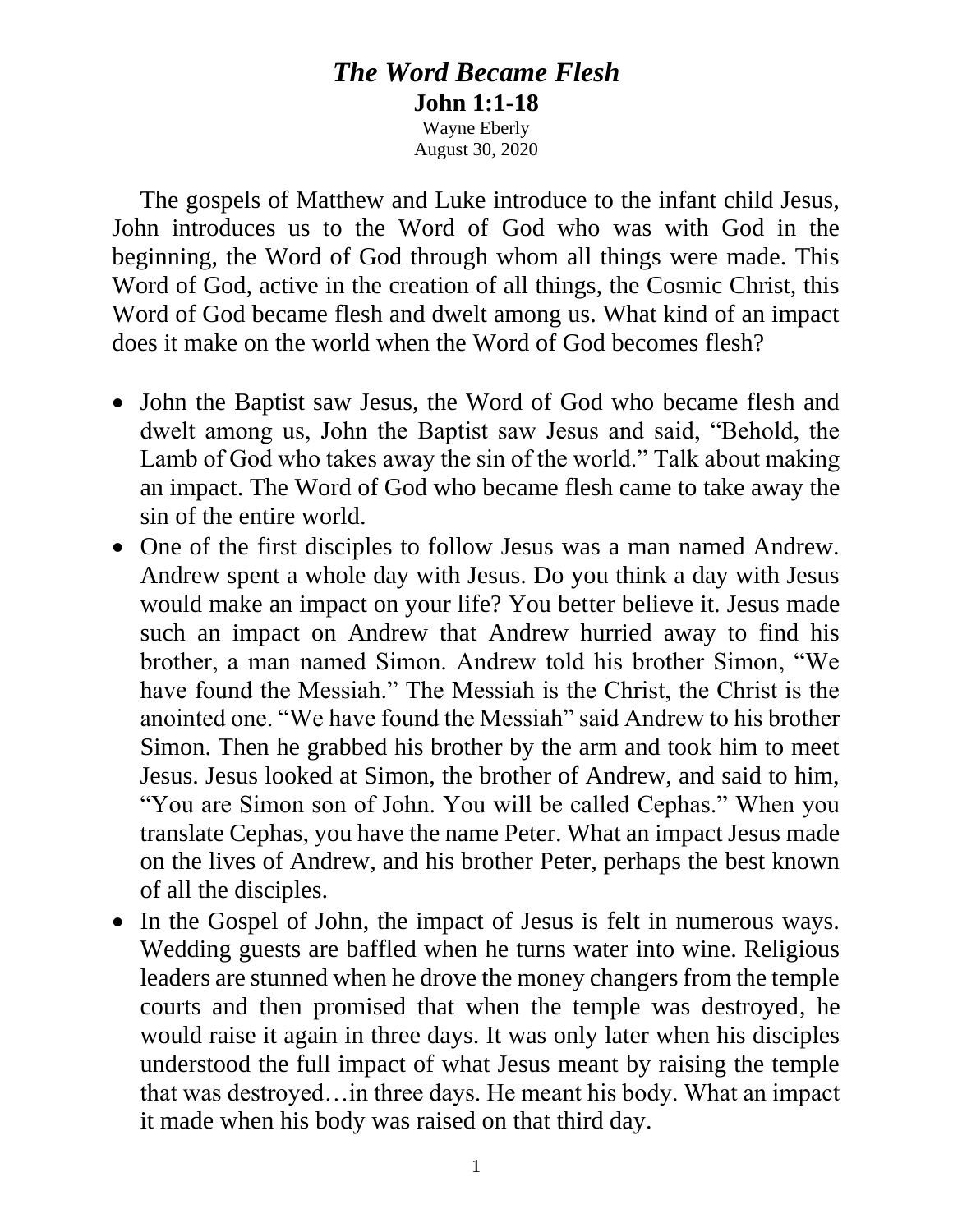# *The Word Became Flesh*

**John 1:1-18**

Wayne Eberly

August 30, 2020

The gospels of Matthew and Luke introduce to the infant child Jesus, John introduces us to the Word of God who was with God in the beginning, the Word of God through whom all things were made. This Word of God, active in the creation of all things, the Cosmic Christ, this Word of God became flesh and dwelt among us. What kind of an impact does it make on the world when the Word of God becomes flesh?

- John the Baptist saw Jesus, the Word of God who became flesh and dwelt among us, John the Baptist saw Jesus and said, "Behold, the Lamb of God who takes away the sin of the world." Talk about making an impact. The Word of God who became flesh came to take away the sin of the entire world.
- One of the first disciples to follow Jesus was a man named Andrew. Andrew spent a whole day with Jesus. Do you think a day with Jesus would make an impact on your life? You better believe it. Jesus made such an impact on Andrew that Andrew hurried away to find his brother, a man named Simon. Andrew told his brother Simon, "We have found the Messiah." The Messiah is the Christ, the Christ is the anointed one. "We have found the Messiah" said Andrew to his brother Simon. Then he grabbed his brother by the arm and took him to meet Jesus. Jesus looked at Simon, the brother of Andrew, and said to him, "You are Simon son of John. You will be called Cephas." When you translate Cephas, you have the name Peter. What an impact Jesus made on the lives of Andrew, and his brother Peter, perhaps the best known of all the disciples.
- In the Gospel of John, the impact of Jesus is felt in numerous ways. Wedding guests are baffled when he turns water into wine. Religious leaders are stunned when he drove the money changers from the temple courts and then promised that when the temple was destroyed, he would raise it again in three days. It was only later when his disciples understood the full impact of what Jesus meant by raising the temple that was destroyed…in three days. He meant his body. What an impact it made when his body was raised on that third day.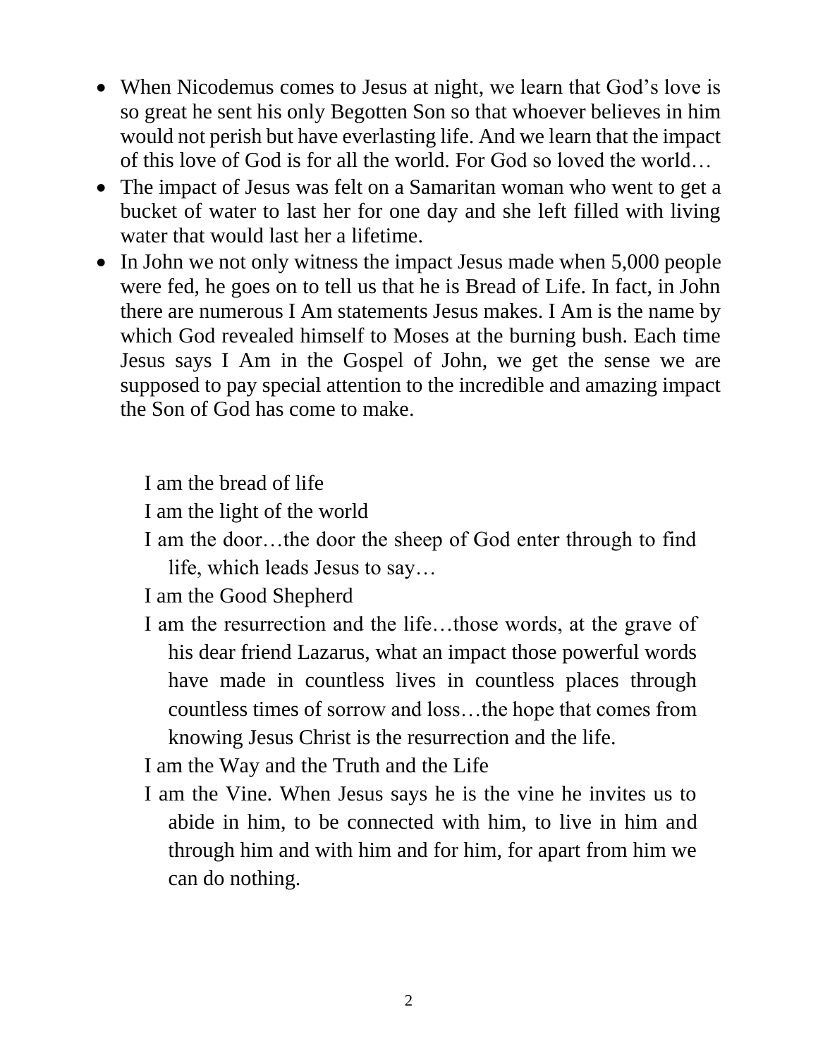- When Nicodemus comes to Jesus at night, we learn that God's love is so great he sent his only Begotten Son so that whoever believes in him would not perish but have everlasting life. And we learn that the impact of this love of God is for all the world. For God so loved the world…
- The impact of Jesus was felt on a Samaritan woman who went to get a bucket of water to last her for one day and she left filled with living water that would last her a lifetime.
- In John we not only witness the impact Jesus made when 5,000 people were fed, he goes on to tell us that he is Bread of Life. In fact, in John there are numerous I Am statements Jesus makes. I Am is the name by which God revealed himself to Moses at the burning bush. Each time Jesus says I Am in the Gospel of John, we get the sense we are supposed to pay special attention to the incredible and amazing impact the Son of God has come to make.

I am the bread of life

I am the light of the world

I am the door…the door the sheep of God enter through to find life, which leads Jesus to say…

I am the Good Shepherd

I am the resurrection and the life…those words, at the grave of his dear friend Lazarus, what an impact those powerful words have made in countless lives in countless places through countless times of sorrow and loss…the hope that comes from knowing Jesus Christ is the resurrection and the life.

I am the Way and the Truth and the Life

I am the Vine. When Jesus says he is the vine he invites us to abide in him, to be connected with him, to live in him and through him and with him and for him, for apart from him we can do nothing.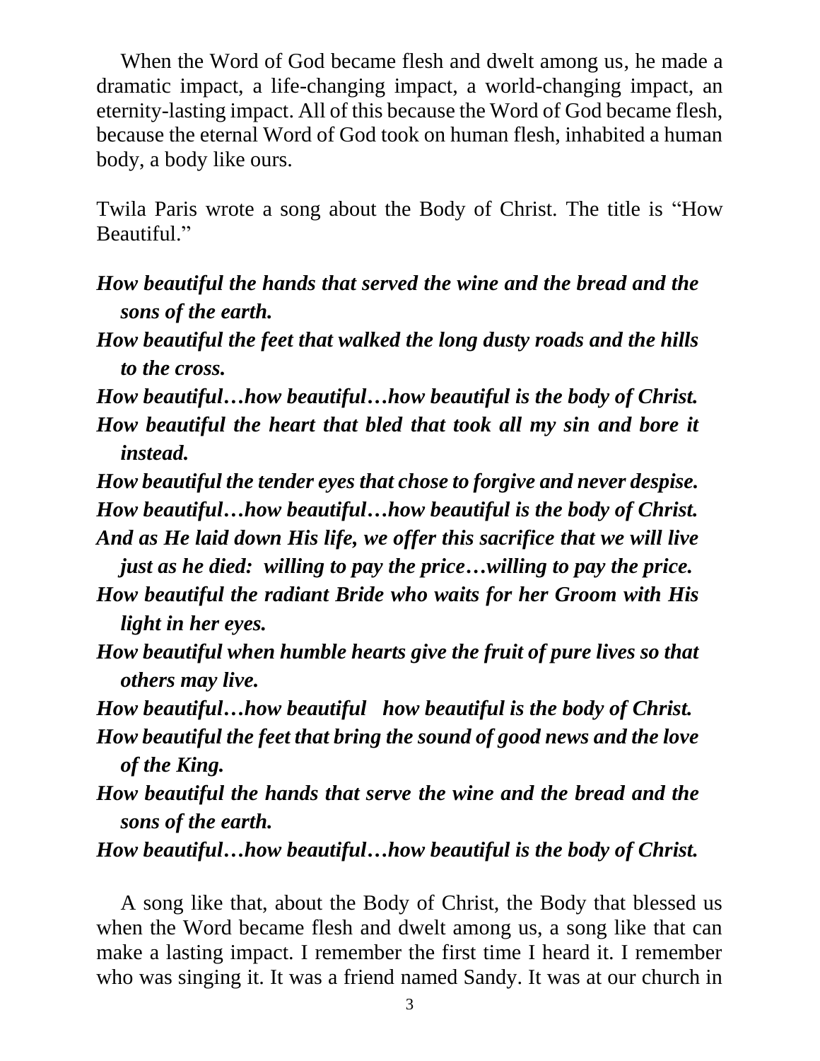When the Word of God became flesh and dwelt among us, he made a dramatic impact, a life-changing impact, a world-changing impact, an eternity-lasting impact. All of this because the Word of God became flesh, because the eternal Word of God took on human flesh, inhabited a human body, a body like ours.

Twila Paris wrote a song about the Body of Christ. The title is "How Beautiful."

***How beautiful the hands that served the wine and the bread and the sons of the earth.***
***How beautiful the feet that walked the long dusty roads and the hills to the cross.***
***How beautiful…how beautiful…how beautiful is the body of Christ.***
***How beautiful the heart that bled that took all my sin and bore it instead.***
***How beautiful the tender eyes that chose to forgive and never despise.***
***How beautiful…how beautiful…how beautiful is the body of Christ.***
***And as He laid down His life, we offer this sacrifice that we will live just as he died: willing to pay the price…willing to pay the price.***
***How beautiful the radiant Bride who waits for her Groom with His light in her eyes.***
***How beautiful when humble hearts give the fruit of pure lives so that others may live.***
***How beautiful…how beautiful how beautiful is the body of Christ.***
***How beautiful the feet that bring the sound of good news and the love of the King.***
***How beautiful the hands that serve the wine and the bread and the sons of the earth.***
***How beautiful…how beautiful…how beautiful is the body of Christ.***

A song like that, about the Body of Christ, the Body that blessed us when the Word became flesh and dwelt among us, a song like that can make a lasting impact. I remember the first time I heard it. I remember who was singing it. It was a friend named Sandy. It was at our church in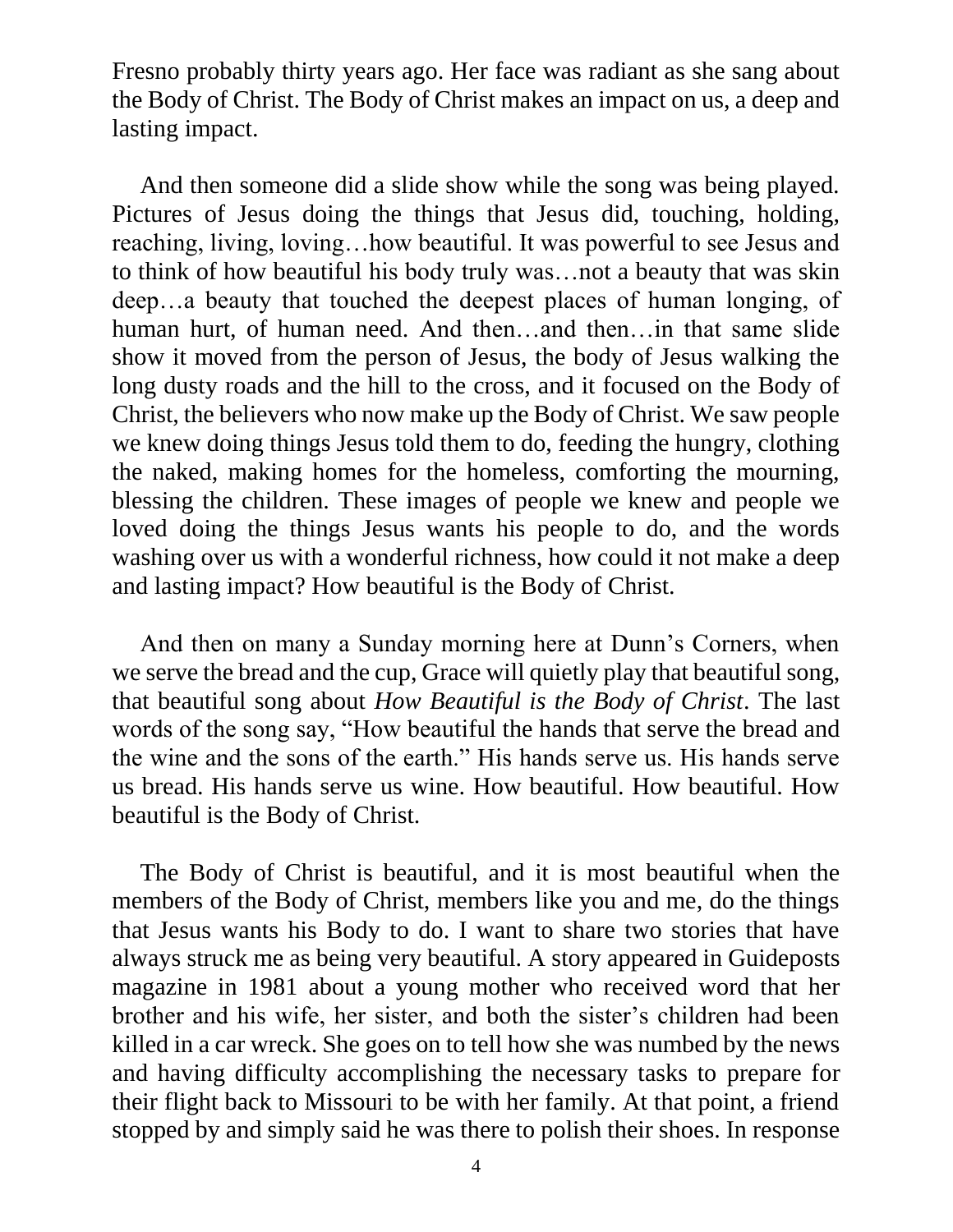Fresno probably thirty years ago. Her face was radiant as she sang about the Body of Christ. The Body of Christ makes an impact on us, a deep and lasting impact.

And then someone did a slide show while the song was being played. Pictures of Jesus doing the things that Jesus did, touching, holding, reaching, living, loving…how beautiful. It was powerful to see Jesus and to think of how beautiful his body truly was…not a beauty that was skin deep…a beauty that touched the deepest places of human longing, of human hurt, of human need. And then…and then…in that same slide show it moved from the person of Jesus, the body of Jesus walking the long dusty roads and the hill to the cross, and it focused on the Body of Christ, the believers who now make up the Body of Christ. We saw people we knew doing things Jesus told them to do, feeding the hungry, clothing the naked, making homes for the homeless, comforting the mourning, blessing the children. These images of people we knew and people we loved doing the things Jesus wants his people to do, and the words washing over us with a wonderful richness, how could it not make a deep and lasting impact? How beautiful is the Body of Christ.

And then on many a Sunday morning here at Dunn's Corners, when we serve the bread and the cup, Grace will quietly play that beautiful song, that beautiful song about *How Beautiful is the Body of Christ*. The last words of the song say, "How beautiful the hands that serve the bread and the wine and the sons of the earth." His hands serve us. His hands serve us bread. His hands serve us wine. How beautiful. How beautiful. How beautiful is the Body of Christ.

The Body of Christ is beautiful, and it is most beautiful when the members of the Body of Christ, members like you and me, do the things that Jesus wants his Body to do. I want to share two stories that have always struck me as being very beautiful. A story appeared in Guideposts magazine in 1981 about a young mother who received word that her brother and his wife, her sister, and both the sister's children had been killed in a car wreck. She goes on to tell how she was numbed by the news and having difficulty accomplishing the necessary tasks to prepare for their flight back to Missouri to be with her family. At that point, a friend stopped by and simply said he was there to polish their shoes. In response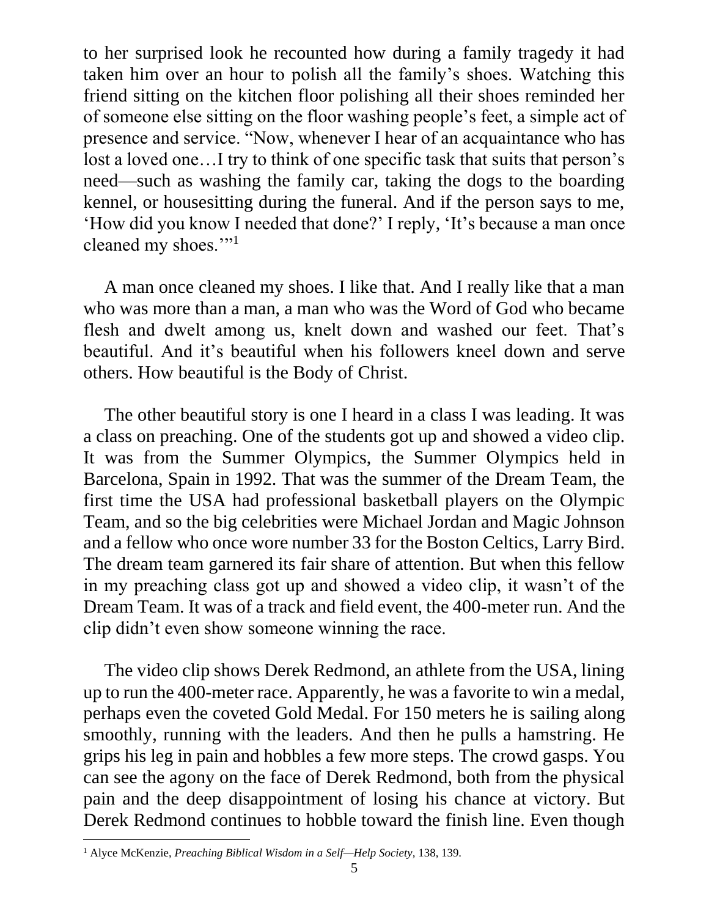to her surprised look he recounted how during a family tragedy it had taken him over an hour to polish all the family's shoes. Watching this friend sitting on the kitchen floor polishing all their shoes reminded her of someone else sitting on the floor washing people's feet, a simple act of presence and service. "Now, whenever I hear of an acquaintance who has lost a loved one…I try to think of one specific task that suits that person's need—such as washing the family car, taking the dogs to the boarding kennel, or housesitting during the funeral. And if the person says to me, 'How did you know I needed that done?' I reply, 'It's because a man once cleaned my shoes.'"[1]

A man once cleaned my shoes. I like that. And I really like that a man who was more than a man, a man who was the Word of God who became flesh and dwelt among us, knelt down and washed our feet. That's beautiful. And it's beautiful when his followers kneel down and serve others. How beautiful is the Body of Christ.

The other beautiful story is one I heard in a class I was leading. It was a class on preaching. One of the students got up and showed a video clip. It was from the Summer Olympics, the Summer Olympics held in Barcelona, Spain in 1992. That was the summer of the Dream Team, the first time the USA had professional basketball players on the Olympic Team, and so the big celebrities were Michael Jordan and Magic Johnson and a fellow who once wore number 33 for the Boston Celtics, Larry Bird. The dream team garnered its fair share of attention. But when this fellow in my preaching class got up and showed a video clip, it wasn't of the Dream Team. It was of a track and field event, the 400-meter run. And the clip didn't even show someone winning the race.

The video clip shows Derek Redmond, an athlete from the USA, lining up to run the 400-meter race. Apparently, he was a favorite to win a medal, perhaps even the coveted Gold Medal. For 150 meters he is sailing along smoothly, running with the leaders. And then he pulls a hamstring. He grips his leg in pain and hobbles a few more steps. The crowd gasps. You can see the agony on the face of Derek Redmond, both from the physical pain and the deep disappointment of losing his chance at victory. But Derek Redmond continues to hobble toward the finish line. Even though

---

[1] Alyce McKenzie, *Preaching Biblical Wisdom in a Self—Help Society*, 138, 139.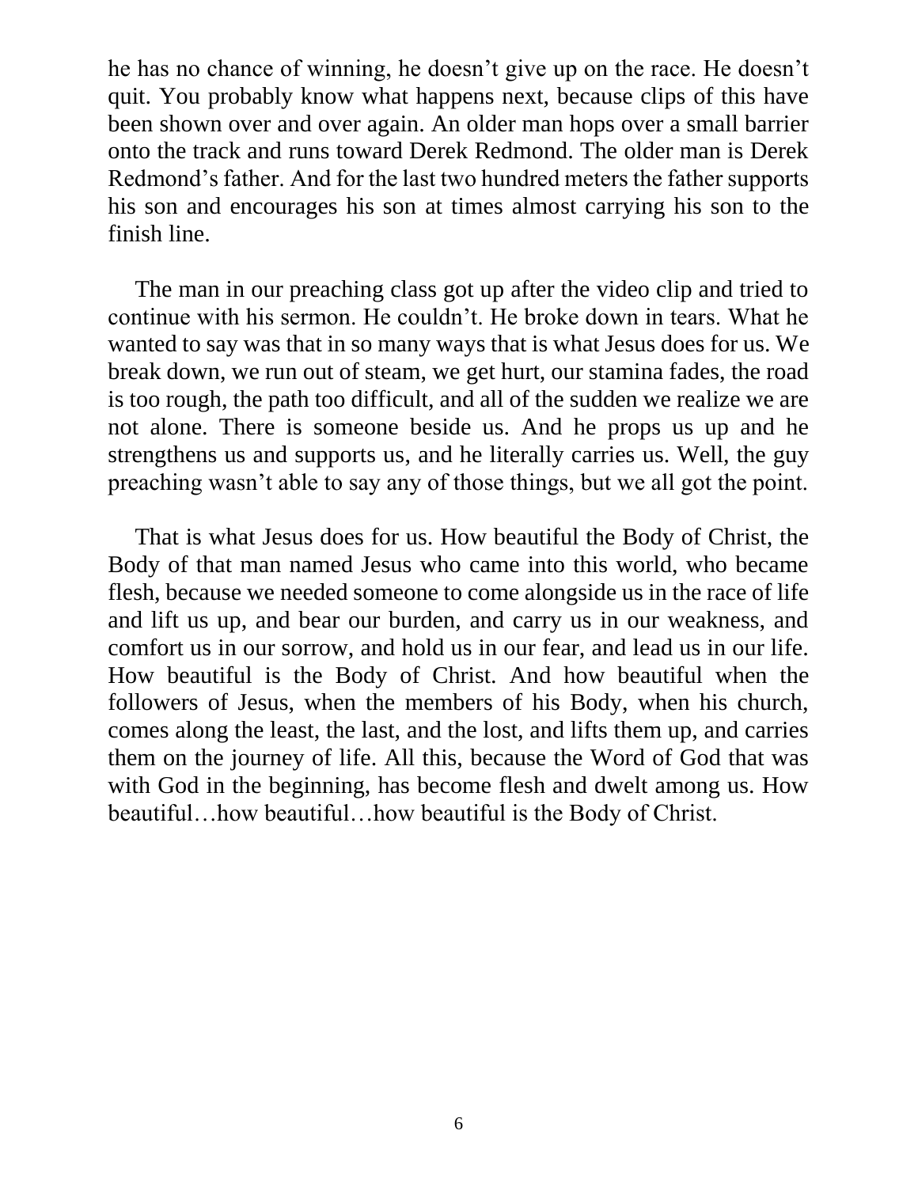he has no chance of winning, he doesn't give up on the race. He doesn't quit. You probably know what happens next, because clips of this have been shown over and over again. An older man hops over a small barrier onto the track and runs toward Derek Redmond. The older man is Derek Redmond's father. And for the last two hundred meters the father supports his son and encourages his son at times almost carrying his son to the finish line.

The man in our preaching class got up after the video clip and tried to continue with his sermon. He couldn't. He broke down in tears. What he wanted to say was that in so many ways that is what Jesus does for us. We break down, we run out of steam, we get hurt, our stamina fades, the road is too rough, the path too difficult, and all of the sudden we realize we are not alone. There is someone beside us. And he props us up and he strengthens us and supports us, and he literally carries us. Well, the guy preaching wasn't able to say any of those things, but we all got the point.

That is what Jesus does for us. How beautiful the Body of Christ, the Body of that man named Jesus who came into this world, who became flesh, because we needed someone to come alongside us in the race of life and lift us up, and bear our burden, and carry us in our weakness, and comfort us in our sorrow, and hold us in our fear, and lead us in our life. How beautiful is the Body of Christ. And how beautiful when the followers of Jesus, when the members of his Body, when his church, comes along the least, the last, and the lost, and lifts them up, and carries them on the journey of life. All this, because the Word of God that was with God in the beginning, has become flesh and dwelt among us. How beautiful…how beautiful…how beautiful is the Body of Christ.